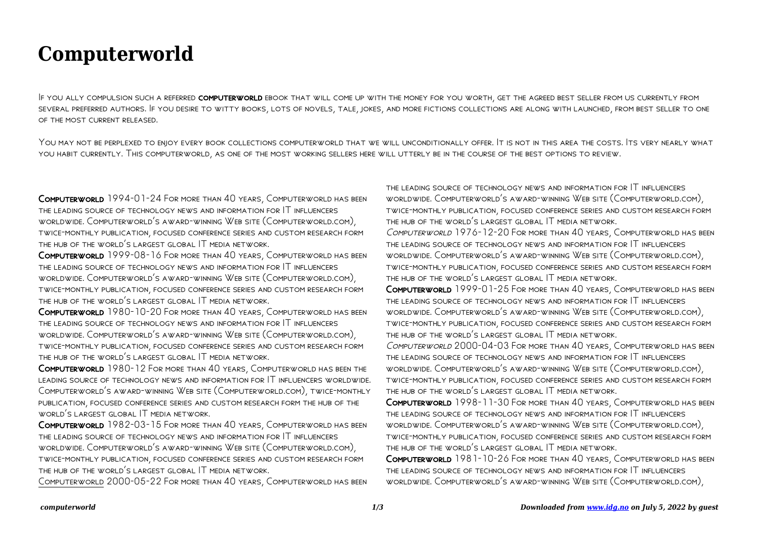# Computerworld

If you ally compulsion such a referred **computerworld** ebook that will come up with the money for you worth, get the agreed best seller from us currently from several preferred authors. If you desire to witty books, lots of novels, tale, jokes, and more fictions collections are along with launched, from best seller to one of the most current released.

You may not be perplexed to enjoy every book collections computerworld that we will unconditionally offer. It is not in this area the costs. Its very nearly what you habit currently. This computerworld, as one of the most working sellers here will utterly be in the course of the best options to review.

**Computerworld** 1994-01-24 For more than 40 years, Computerworld has been the leading source of technology news and information for IT influencers worldwide. Computerworld's award-winning Web site (Computerworld.com), twice-monthly publication, focused conference series and custom research form the hub of the world's largest global IT media network.

**Computerworld** 1999-08-16 For more than 40 years, Computerworld has been the leading source of technology news and information for IT influencers worldwide. Computerworld's award-winning Web site (Computerworld.com), twice-monthly publication, focused conference series and custom research form the hub of the world's largest global IT media network.

**Computerworld** 1980-10-20 For more than 40 years, Computerworld has been the leading source of technology news and information for IT influencers worldwide. Computerworld's award-winning Web site (Computerworld.com), twice-monthly publication, focused conference series and custom research form the hub of the world's largest global IT media network.

**Computerworld** 1980-12 For more than 40 years, Computerworld has been the leading source of technology news and information for IT influencers worldwide. Computerworld's award-winning Web site (Computerworld.com), twice-monthly publication, focused conference series and custom research form the hub of the world's largest global IT media network.

**Computerworld** 1982-03-15 For more than 40 years, Computerworld has been the leading source of technology news and information for IT influencers worldwide. Computerworld's award-winning Web site (Computerworld.com), twice-monthly publication, focused conference series and custom research form the hub of the world's largest global IT media network.

Computerworld 2000-05-22 For more than 40 years, Computerworld has been the leading source of technology news and information for IT influencers worldwide. Computerworld's award-winning Web site (Computerworld.com), twice-monthly publication, focused conference series and custom research form the hub of the world's largest global IT media network.

*Computerworld* 1976-12-20 For more than 40 years, Computerworld has been the leading source of technology news and information for IT influencers worldwide. Computerworld's award-winning Web site (Computerworld.com), twice-monthly publication, focused conference series and custom research form the hub of the world's largest global IT media network.

**Computerworld** 1999-01-25 For more than 40 years, Computerworld has been the leading source of technology news and information for IT influencers worldwide. Computerworld's award-winning Web site (Computerworld.com), twice-monthly publication, focused conference series and custom research form the hub of the world's largest global IT media network.

*Computerworld* 2000-04-03 For more than 40 years, Computerworld has been the leading source of technology news and information for IT influencers worldwide. Computerworld's award-winning Web site (Computerworld.com), twice-monthly publication, focused conference series and custom research form the hub of the world's largest global IT media network.

**Computerworld** 1998-11-30 For more than 40 years, Computerworld has been the leading source of technology news and information for IT influencers worldwide. Computerworld's award-winning Web site (Computerworld.com), twice-monthly publication, focused conference series and custom research form the hub of the world's largest global IT media network.

**Computerworld** 1981-10-26 For more than 40 years, Computerworld has been the leading source of technology news and information for IT influencers worldwide. Computerworld's award-winning Web site (Computerworld.com),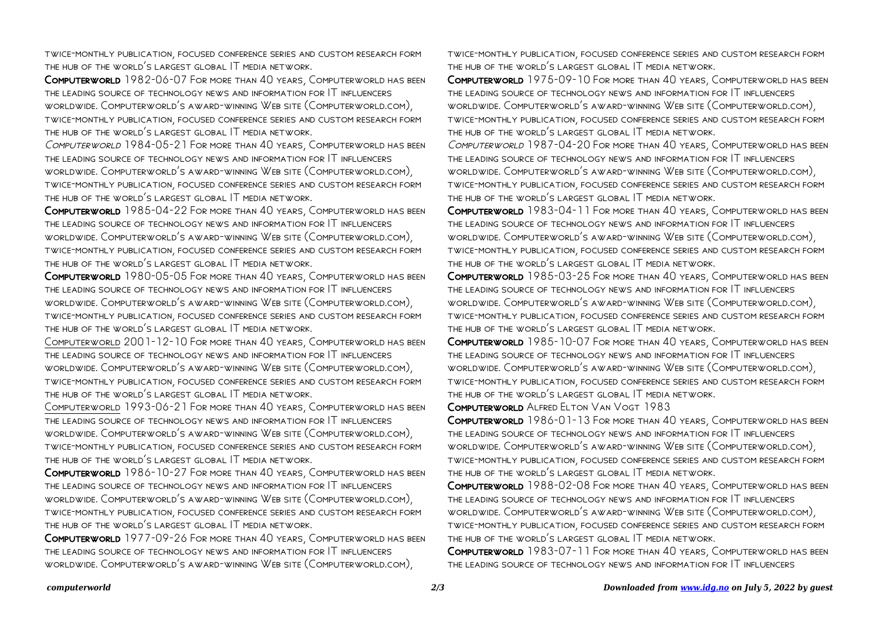twice-monthly publication, focused conference series and custom research form the hub of the world's largest global IT media network.

**Computerworld** 1982-06-07 For more than 40 years, Computerworld has been the leading source of technology news and information for IT influencers worldwide. Computerworld's award-winning Web site (Computerworld.com), twice-monthly publication, focused conference series and custom research form the hub of the world's largest global IT media network.

*Computerworld* 1984-05-21 For more than 40 years, Computerworld has been the leading source of technology news and information for IT influencers worldwide. Computerworld's award-winning Web site (Computerworld.com), twice-monthly publication, focused conference series and custom research form the hub of the world's largest global IT media network.

**Computerworld** 1985-04-22 For more than 40 years, Computerworld has been the leading source of technology news and information for IT influencers worldwide. Computerworld's award-winning Web site (Computerworld.com), twice-monthly publication, focused conference series and custom research form the hub of the world's largest global IT media network.

**Computerworld** 1980-05-05 For more than 40 years, Computerworld has been the leading source of technology news and information for IT influencers worldwide. Computerworld's award-winning Web site (Computerworld.com), twice-monthly publication, focused conference series and custom research form the hub of the world's largest global IT media network.

Computerworld 2001-12-10 For more than 40 years, Computerworld has been the leading source of technology news and information for IT influencers worldwide. Computerworld's award-winning Web site (Computerworld.com), twice-monthly publication, focused conference series and custom research form the hub of the world's largest global IT media network.

Computerworld 1993-06-21 For more than 40 years, Computerworld has been the leading source of technology news and information for IT influencers worldwide. Computerworld's award-winning Web site (Computerworld.com), twice-monthly publication, focused conference series and custom research form the hub of the world's largest global IT media network.

**Computerworld** 1986-10-27 For more than 40 years, Computerworld has been the leading source of technology news and information for IT influencers worldwide. Computerworld's award-winning Web site (Computerworld.com), twice-monthly publication, focused conference series and custom research form the hub of the world's largest global IT media network.

**Computerworld** 1977-09-26 For more than 40 years, Computerworld has been the leading source of technology news and information for IT influencers worldwide. Computerworld's award-winning Web site (Computerworld.com), twice-monthly publication, focused conference series and custom research form the hub of the world's largest global IT media network.

**Computerworld** 1975-09-10 For more than 40 years, Computerworld has been the leading source of technology news and information for IT influencers worldwide. Computerworld's award-winning Web site (Computerworld.com), twice-monthly publication, focused conference series and custom research form the hub of the world's largest global IT media network.

*Computerworld* 1987-04-20 For more than 40 years, Computerworld has been the leading source of technology news and information for IT influencers worldwide. Computerworld's award-winning Web site (Computerworld.com), twice-monthly publication, focused conference series and custom research form the hub of the world's largest global IT media network.

**Computerworld** 1983-04-11 For more than 40 years, Computerworld has been the leading source of technology news and information for IT influencers worldwide. Computerworld's award-winning Web site (Computerworld.com), twice-monthly publication, focused conference series and custom research form the hub of the world's largest global IT media network.

**Computerworld** 1985-03-25 For more than 40 years, Computerworld has been the leading source of technology news and information for IT influencers worldwide. Computerworld's award-winning Web site (Computerworld.com), twice-monthly publication, focused conference series and custom research form the hub of the world's largest global IT media network.

**Computerworld** 1985-10-07 For more than 40 years, Computerworld has been the leading source of technology news and information for IT influencers worldwide. Computerworld's award-winning Web site (Computerworld.com), twice-monthly publication, focused conference series and custom research form the hub of the world's largest global IT media network.

**Computerworld** Alfred Elton Van Vogt 1983

**Computerworld** 1986-01-13 For more than 40 years, Computerworld has been the leading source of technology news and information for IT influencers worldwide. Computerworld's award-winning Web site (Computerworld.com), twice-monthly publication, focused conference series and custom research form the hub of the world's largest global IT media network.

**Computerworld** 1988-02-08 For more than 40 years, Computerworld has been the leading source of technology news and information for IT influencers worldwide. Computerworld's award-winning Web site (Computerworld.com), twice-monthly publication, focused conference series and custom research form the hub of the world's largest global IT media network.

**Computerworld** 1983-07-11 For more than 40 years, Computerworld has been the leading source of technology news and information for IT influencers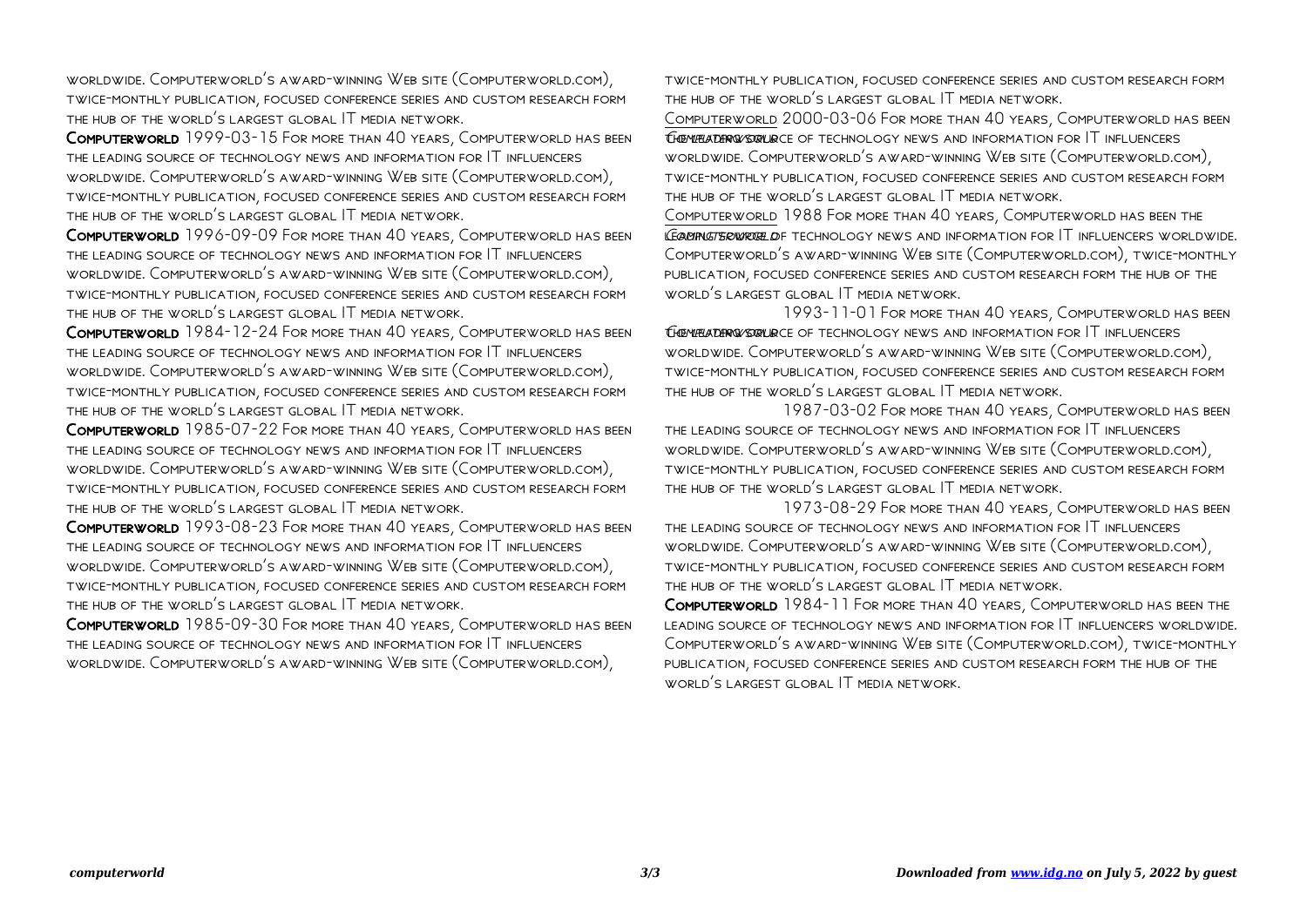worldwide. Computerworld's award-winning Web site (Computerworld.com), twice-monthly publication, focused conference series and custom research form the hub of the world's largest global IT media network.

**Computerworld** 1999-03-15 For more than 40 years, Computerworld has been the leading source of technology news and information for IT influencers worldwide. Computerworld's award-winning Web site (Computerworld.com), twice-monthly publication, focused conference series and custom research form the hub of the world's largest global IT media network.

**Computerworld** 1996-09-09 For more than 40 years, Computerworld has been the leading source of technology news and information for IT influencers worldwide. Computerworld's award-winning Web site (Computerworld.com), twice-monthly publication, focused conference series and custom research form the hub of the world's largest global IT media network.

**Computerworld** 1984-12-24 For more than 40 years, Computerworld has been the leading source of technology news and information for IT influencers worldwide. Computerworld's award-winning Web site (Computerworld.com), twice-monthly publication, focused conference series and custom research form the hub of the world's largest global IT media network.

**Computerworld** 1985-07-22 For more than 40 years, Computerworld has been the leading source of technology news and information for IT influencers worldwide. Computerworld's award-winning Web site (Computerworld.com), twice-monthly publication, focused conference series and custom research form the hub of the world's largest global IT media network.

**Computerworld** 1993-08-23 For more than 40 years, Computerworld has been the leading source of technology news and information for IT influencers worldwide. Computerworld's award-winning Web site (Computerworld.com), twice-monthly publication, focused conference series and custom research form the hub of the world's largest global IT media network.

**Computerworld** 1985-09-30 For more than 40 years, Computerworld has been the leading source of technology news and information for IT influencers worldwide. Computerworld's award-winning Web site (Computerworld.com), twice-monthly publication, focused conference series and custom research form the hub of the world's largest global IT media network.

Computerworld 2000-03-06 For more than 40 years, Computerworld has been the leading source of technology news and information for IT influencers worldwide. Computerworld's award-winning Web site (Computerworld.com), twice-monthly publication, focused conference series and custom research form the hub of the world's largest global IT media network.

Computerworld 1988 For more than 40 years, Computerworld has been the leading source of technology news and information for IT influencers worldwide. Computerworld's award-winning Web site (Computerworld.com), twice-monthly publication, focused conference series and custom research form the hub of the world's largest global IT media network.

1993-11-01 For more than 40 years, Computerworld has been the leading source of technology news and information for IT influencers worldwide. Computerworld's award-winning Web site (Computerworld.com), twice-monthly publication, focused conference series and custom research form the hub of the world's largest global IT media network.

1987-03-02 For more than 40 years, Computerworld has been the leading source of technology news and information for IT influencers worldwide. Computerworld's award-winning Web site (Computerworld.com), twice-monthly publication, focused conference series and custom research form the hub of the world's largest global IT media network.

1973-08-29 For more than 40 years, Computerworld has been the leading source of technology news and information for IT influencers worldwide. Computerworld's award-winning Web site (Computerworld.com), twice-monthly publication, focused conference series and custom research form the hub of the world's largest global IT media network.

**Computerworld** 1984-11 For more than 40 years, Computerworld has been the leading source of technology news and information for IT influencers worldwide. Computerworld's award-winning Web site (Computerworld.com), twice-monthly publication, focused conference series and custom research form the hub of the world's largest global IT media network.